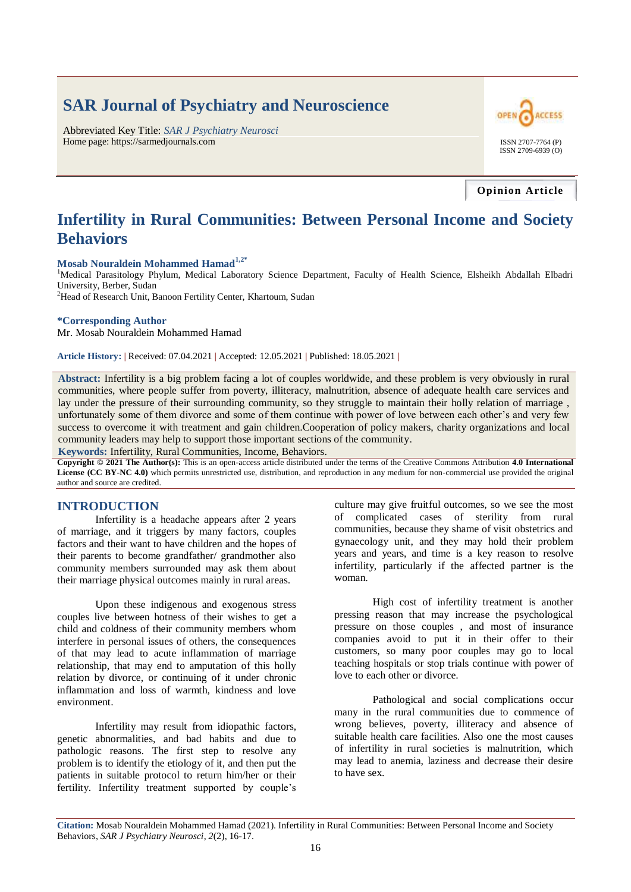# SAR Journal of Psychiatry and Neuroscience

Abbreviated Key Title: *SAR J Psychiatry Neurosci*
Home page: https://sarmedjournals.com

ISSN 2707-7764 (P)
ISSN 2709-6939 (O)

**Opinion Article**

# Infertility in Rural Communities: Between Personal Income and Society Behaviors

**Mosab Nouraldein Mohammed Hamad**[1,2*]

[1]Medical Parasitology Phylum, Medical Laboratory Science Department, Faculty of Health Science, Elsheikh Abdallah Elbadri University, Berber, Sudan
[2]Head of Research Unit, Banoon Fertility Center, Khartoum, Sudan

**\*Corresponding Author**
Mr. Mosab Nouraldein Mohammed Hamad

**Article History:** | Received: 07.04.2021 | Accepted: 12.05.2021 | Published: 18.05.2021 |

**Abstract:** Infertility is a big problem facing a lot of couples worldwide, and these problem is very obviously in rural communities, where people suffer from poverty, illiteracy, malnutrition, absence of adequate health care services and lay under the pressure of their surrounding community, so they struggle to maintain their holly relation of marriage , unfortunately some of them divorce and some of them continue with power of love between each other's and very few success to overcome it with treatment and gain children.Cooperation of policy makers, charity organizations and local community leaders may help to support those important sections of the community.

**Keywords:** Infertility, Rural Communities, Income, Behaviors.

**Copyright © 2021 The Author(s):** This is an open-access article distributed under the terms of the Creative Commons Attribution **4.0 International License (CC BY-NC 4.0)** which permits unrestricted use, distribution, and reproduction in any medium for non-commercial use provided the original author and source are credited.

## INTRODUCTION

Infertility is a headache appears after 2 years of marriage, and it triggers by many factors, couples factors and their want to have children and the hopes of their parents to become grandfather/ grandmother also community members surrounded may ask them about their marriage physical outcomes mainly in rural areas.

Upon these indigenous and exogenous stress couples live between hotness of their wishes to get a child and coldness of their community members whom interfere in personal issues of others, the consequences of that may lead to acute inflammation of marriage relationship, that may end to amputation of this holly relation by divorce, or continuing of it under chronic inflammation and loss of warmth, kindness and love environment.

Infertility may result from idiopathic factors, genetic abnormalities, and bad habits and due to pathologic reasons. The first step to resolve any problem is to identify the etiology of it, and then put the patients in suitable protocol to return him/her or their fertility. Infertility treatment supported by couple's culture may give fruitful outcomes, so we see the most of complicated cases of sterility from rural communities, because they shame of visit obstetrics and gynaecology unit, and they may hold their problem years and years, and time is a key reason to resolve infertility, particularly if the affected partner is the woman.

High cost of infertility treatment is another pressing reason that may increase the psychological pressure on those couples , and most of insurance companies avoid to put it in their offer to their customers, so many poor couples may go to local teaching hospitals or stop trials continue with power of love to each other or divorce.

Pathological and social complications occur many in the rural communities due to commence of wrong believes, poverty, illiteracy and absence of suitable health care facilities. Also one the most causes of infertility in rural societies is malnutrition, which may lead to anemia, laziness and decrease their desire to have sex.

**Citation:** Mosab Nouraldein Mohammed Hamad (2021). Infertility in Rural Communities: Between Personal Income and Society Behaviors, *SAR J Psychiatry Neurosci*, *2*(2), 16-17.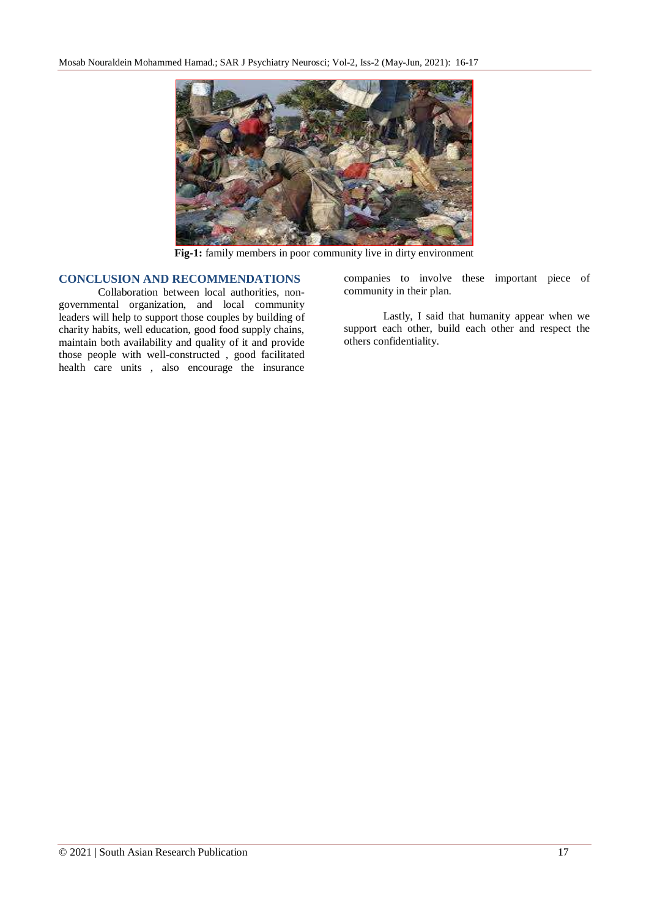Fig-1: family members in poor community live in dirty environment

## CONCLUSION AND RECOMMENDATIONS

Collaboration between local authorities, non-governmental organization, and local community leaders will help to support those couples by building of charity habits, well education, good food supply chains, maintain both availability and quality of it and provide those people with well-constructed , good facilitated health care units , also encourage the insurance companies to involve these important piece of community in their plan.

Lastly, I said that humanity appear when we support each other, build each other and respect the others confidentiality.